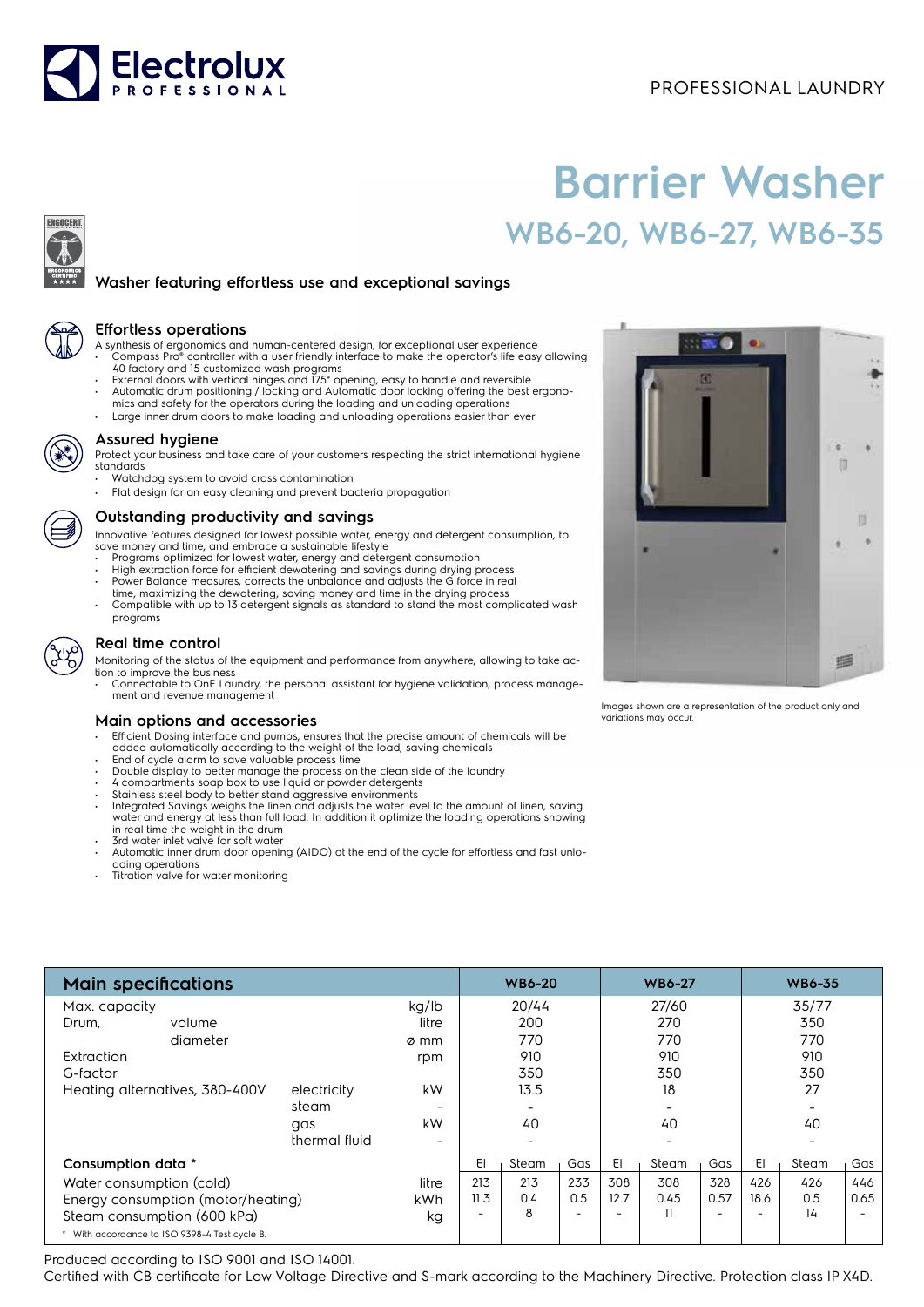PROFESSIONAL LAUNDRY

# Barrier Washer

## WB6-20, WB6-27, WB6-35

### Washer featuring effortless use and exceptional savings

### Effortless operations

A synthesis of ergonomics and human-centered design, for exceptional user experience

- Compass Pro® controller with a user friendly interface to make the operator's life easy allowing 40 factory and 15 customized wash programs
- External doors with vertical hinges and 175° opening, easy to handle and reversible
- Automatic drum positioning / locking and Automatic door locking offering the best ergonomics and safety for the operators during the loading and unloading operations
- Large inner drum doors to make loading and unloading operations easier than ever

### Assured hygiene

Protect your business and take care of your customers respecting the strict international hygiene standards

- Watchdog system to avoid cross contamination
- Flat design for an easy cleaning and prevent bacteria propagation

### Outstanding productivity and savings

Innovative features designed for lowest possible water, energy and detergent consumption, to save money and time, and embrace a sustainable lifestyle

- Programs optimized for lowest water, energy and detergent consumption
- High extraction force for efficient dewatering and savings during drying process
- Power Balance measures, corrects the unbalance and adjusts the G force in real time, maximizing the dewatering, saving money and time in the drying process
- Compatible with up to 13 detergent signals as standard to stand the most complicated wash programs

### Real time control

Monitoring of the status of the equipment and performance from anywhere, allowing to take action to improve the business

- Connectable to OnE Laundry, the personal assistant for hygiene validation, process management and revenue management

### Main options and accessories

- Efficient Dosing interface and pumps, ensures that the precise amount of chemicals will be added automatically according to the weight of the load, saving chemicals
- End of cycle alarm to save valuable process time
- Double display to better manage the process on the clean side of the laundry
- 4 compartments soap box to use liquid or powder detergents
- Stainless steel body to better stand aggressive environments
- Integrated Savings weighs the linen and adjusts the water level to the amount of linen, saving water and energy at less than full load. In addition it optimize the loading operations showing in real time the weight in the drum
- 3rd water inlet valve for soft water
- Automatic inner drum door opening (AIDO) at the end of the cycle for effortless and fast unloading operations
- Titration valve for water monitoring

Images shown are a representation of the product only and variations may occur.

| Main specifications | | | WB6-20 | | | WB6-27 | | | WB6-35 | | |
|---|---|---|---|---|---|---|---|---|---|---|---|
| Max. capacity | | kg/lb | 20/44 | | | 27/60 | | | 35/77 | | |
| Drum, volume | | litre | 200 | | | 270 | | | 350 | | |
| Drum, diameter | | ø mm | 770 | | | 770 | | | 770 | | |
| Extraction | | rpm | 910 | | | 910 | | | 910 | | |
| G-factor | | | 350 | | | 350 | | | 350 | | |
| Heating alternatives, 380-400V | electricity | kW | 13.5 | | | 18 | | | 27 | | |
| | steam | - | - | | | - | | | - | | |
| | gas | kW | 40 | | | 40 | | | 40 | | |
| | thermal fluid | - | - | | | - | | | - | | |
| **Consumption data *** | | | El | Steam | Gas | El | Steam | Gas | El | Steam | Gas |
| Water consumption (cold) | | litre | 213 | 213 | 233 | 308 | 308 | 328 | 426 | 426 | 446 |
| Energy consumption (motor/heating) | | kWh | 11.3 | 0.4 | 0.5 | 12.7 | 0.45 | 0.57 | 18.6 | 0.5 | 0.65 |
| Steam consumption (600 kPa) | | kg | - | 8 | - | - | 11 | - | - | 14 | - |

\* With accordance to ISO 9398-4 Test cycle B.

Produced according to ISO 9001 and ISO 14001.
Certified with CB certificate for Low Voltage Directive and S-mark according to the Machinery Directive. Protection class IP X4D.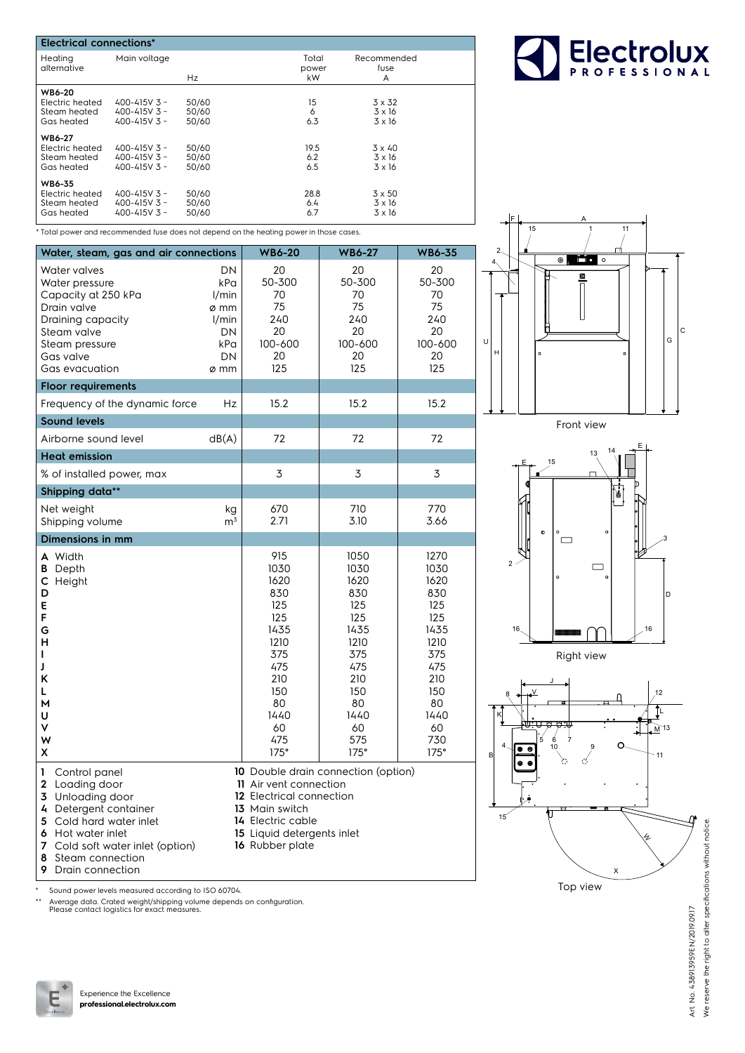| Electrical connections* | | | | |
|---|---|---|---|---|
| Heating alternative | Main voltage | Hz | Total power kW | Recommended fuse A |
| **WB6-20** | | | | |
| Electric heated | 400-415V 3 ~ | 50/60 | 15 | 3 x 32 |
| Steam heated | 400-415V 3 ~ | 50/60 | 6 | 3 x 16 |
| Gas heated | 400-415V 3 ~ | 50/60 | 6.3 | 3 x 16 |
| **WB6-27** | | | | |
| Electric heated | 400-415V 3 ~ | 50/60 | 19.5 | 3 x 40 |
| Steam heated | 400-415V 3 ~ | 50/60 | 6.2 | 3 x 16 |
| Gas heated | 400-415V 3 ~ | 50/60 | 6.5 | 3 x 16 |
| **WB6-35** | | | | |
| Electric heated | 400-415V 3 ~ | 50/60 | 28.8 | 3 x 50 |
| Steam heated | 400-415V 3 ~ | 50/60 | 6.4 | 3 x 16 |
| Gas heated | 400-415V 3 ~ | 50/60 | 6.7 | 3 x 16 |

* Total power and recommended fuse does not depend on the heating power in those cases.

| Water, steam, gas and air connections | | WB6-20 | WB6-27 | WB6-35 |
|---|---|---|---|---|
| Water valves | DN | 20 | 20 | 20 |
| Water pressure | kPa | 50-300 | 50-300 | 50-300 |
| Capacity at 250 kPa | l/min | 70 | 70 | 70 |
| Drain valve | ø mm | 75 | 75 | 75 |
| Draining capacity | l/min | 240 | 240 | 240 |
| Steam valve | DN | 20 | 20 | 20 |
| Steam pressure | kPa | 100-600 | 100-600 | 100-600 |
| Gas valve | DN | 20 | 20 | 20 |
| Gas evacuation | ø mm | 125 | 125 | 125 |
| **Floor requirements** | | | | |
| Frequency of the dynamic force | Hz | 15.2 | 15.2 | 15.2 |
| **Sound levels** | | | | |
| Airborne sound level | dB(A) | 72 | 72 | 72 |
| **Heat emission** | | | | |
| % of installed power, max | | 3 | 3 | 3 |
| **Shipping data**** | | | | |
| Net weight | kg | 670 | 710 | 770 |
| Shipping volume | $m^3$ | 2.71 | 3.10 | 3.66 |
| **Dimensions in mm** | | | | |
| **A** Width | | 915 | 1050 | 1270 |
| **B** Depth | | 1030 | 1030 | 1030 |
| **C** Height | | 1620 | 1620 | 1620 |
| **D** | | 830 | 830 | 830 |
| **E** | | 125 | 125 | 125 |
| **F** | | 125 | 125 | 125 |
| **G** | | 1435 | 1435 | 1435 |
| **H** | | 1210 | 1210 | 1210 |
| **I** | | 375 | 375 | 375 |
| **J** | | 475 | 475 | 475 |
| **K** | | 210 | 210 | 210 |
| **L** | | 150 | 150 | 150 |
| **M** | | 80 | 80 | 80 |
| **U** | | 1440 | 1440 | 1440 |
| **V** | | 60 | 60 | 60 |
| **W** | | 475 | 575 | 730 |
| **X** | | 175° | 175° | 175° |

1. Control panel
2. Loading door
3. Unloading door
4. Detergent container
5. Cold hard water inlet
6. Hot water inlet
7. Cold soft water inlet (option)
8. Steam connection
9. Drain connection
10. Double drain connection (option)
11. Air vent connection
12. Electrical connection
13. Main switch
14. Electric cable
15. Liquid detergents inlet
16. Rubber plate

\* Sound power levels measured according to ISO 60704.

\*\* Average data. Crated weight/shipping volume depends on configuration. Please contact logistics for exact measures.

Front view

Right view

Top view

Experience the Excellence
**professional.electrolux.com**

Art. No. 438913959EN/2019.09.17
We reserve the right to alter specifications without notice.